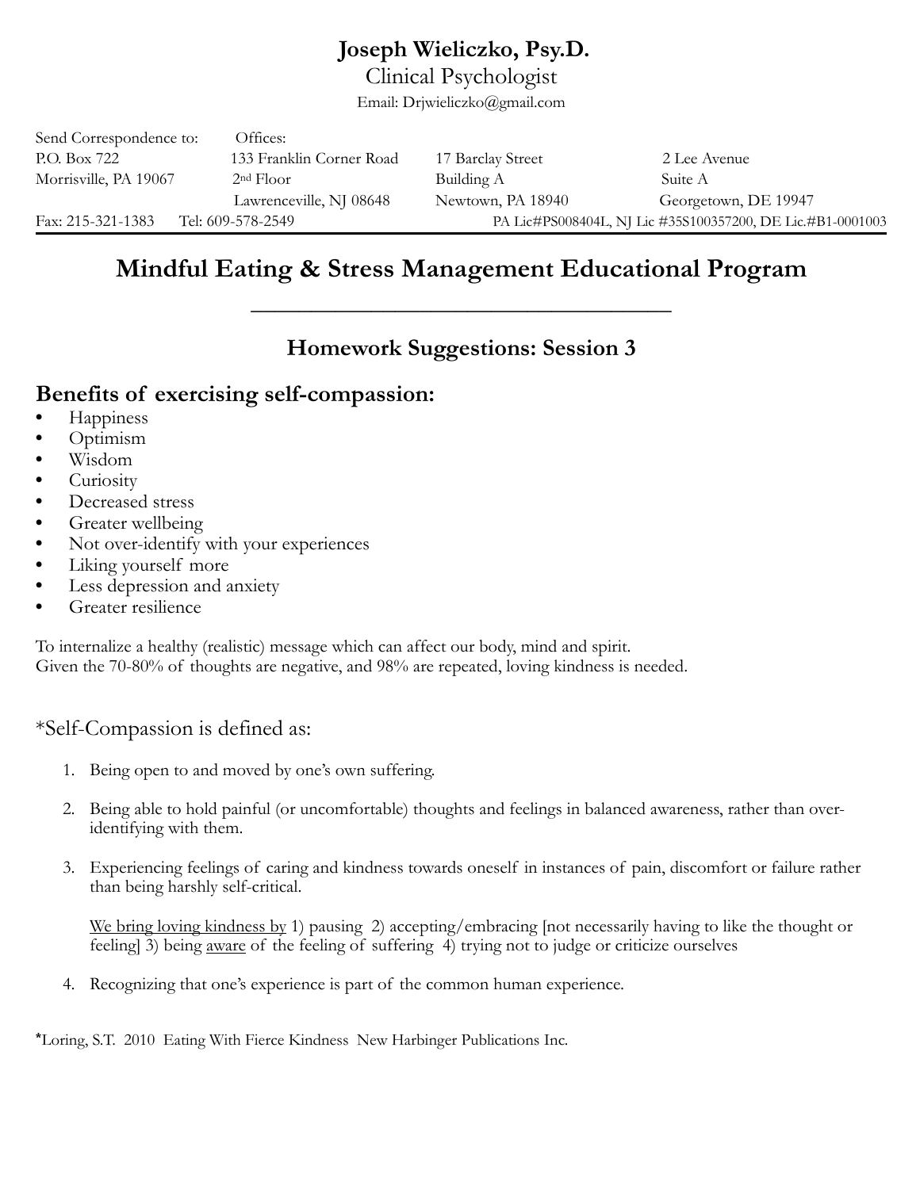# Joseph Wieliczko, Psy.D.

Clinical Psychologist

Email: Drjwieliczko@gmail.com

| Send Correspondence to: | Offices: | | |
|---|---|---|---|
| P.O. Box 722 | 133 Franklin Corner Road | 17 Barclay Street | 2 Lee Avenue |
| Morrisville, PA 19067 | 2nd Floor | Building A | Suite A |
| | Lawrenceville, NJ 08648 | Newtown, PA 18940 | Georgetown, DE 19947 |

Fax: 215-321-1383 Tel: 609-578-2549 PA Lic#PS008404L, NJ Lic #35S100357200, DE Lic.#B1-0001003

## Mindful Eating & Stress Management Educational Program

### Homework Suggestions: Session 3

### Benefits of exercising self-compassion:

- Happiness
- Optimism
- Wisdom
- Curiosity
- Decreased stress
- Greater wellbeing
- Not over-identify with your experiences
- Liking yourself more
- Less depression and anxiety
- Greater resilience

To internalize a healthy (realistic) message which can affect our body, mind and spirit.
Given the 70-80% of thoughts are negative, and 98% are repeated, loving kindness is needed.

*Self-Compassion is defined as:

1. Being open to and moved by one's own suffering.

2. Being able to hold painful (or uncomfortable) thoughts and feelings in balanced awareness, rather than over-identifying with them.

3. Experiencing feelings of caring and kindness towards oneself in instances of pain, discomfort or failure rather than being harshly self-critical.

   <u>We bring loving kindness by</u> 1) pausing 2) accepting/embracing [not necessarily having to like the thought or feeling] 3) being <u>aware</u> of the feeling of suffering 4) trying not to judge or criticize ourselves

4. Recognizing that one's experience is part of the common human experience.

*Loring, S.T. 2010 Eating With Fierce Kindness New Harbinger Publications Inc.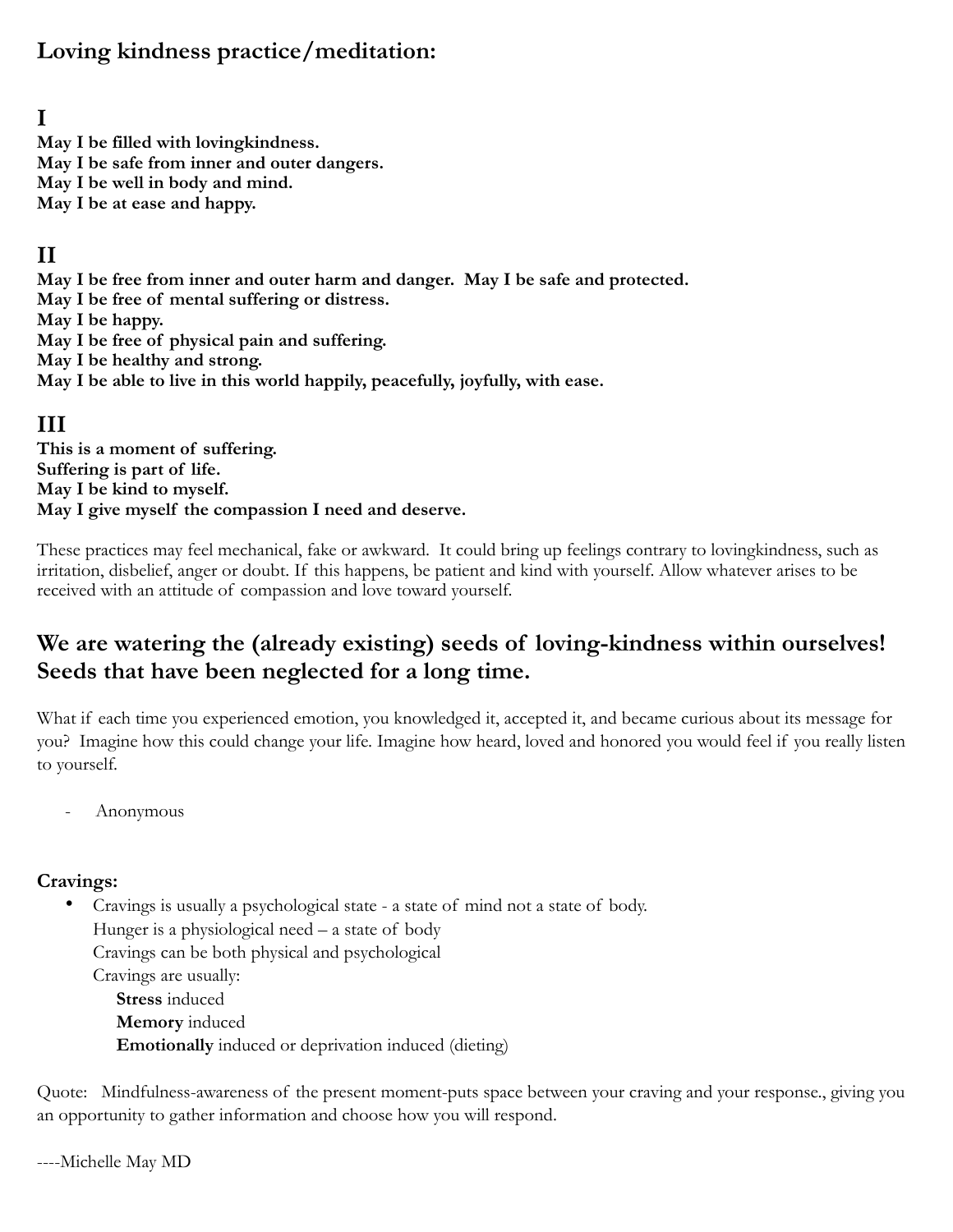## Loving kindness practice/meditation:

### I

**May I be filled with lovingkindness.**
**May I be safe from inner and outer dangers.**
**May I be well in body and mind.**
**May I be at ease and happy.**

### II

**May I be free from inner and outer harm and danger. May I be safe and protected.**
**May I be free of mental suffering or distress.**
**May I be happy.**
**May I be free of physical pain and suffering.**
**May I be healthy and strong.**
**May I be able to live in this world happily, peacefully, joyfully, with ease.**

### III

**This is a moment of suffering.**
**Suffering is part of life.**
**May I be kind to myself.**
**May I give myself the compassion I need and deserve.**

These practices may feel mechanical, fake or awkward. It could bring up feelings contrary to lovingkindness, such as irritation, disbelief, anger or doubt. If this happens, be patient and kind with yourself. Allow whatever arises to be received with an attitude of compassion and love toward yourself.

## We are watering the (already existing) seeds of loving-kindness within ourselves! Seeds that have been neglected for a long time.

What if each time you experienced emotion, you knowledged it, accepted it, and became curious about its message for you? Imagine how this could change your life. Imagine how heard, loved and honored you would feel if you really listen to yourself.

- Anonymous

**Cravings:**

- Cravings is usually a psychological state - a state of mind not a state of body.
  Hunger is a physiological need – a state of body
  Cravings can be both physical and psychological
  Cravings are usually:
    **Stress** induced
    **Memory** induced
    **Emotionally** induced or deprivation induced (dieting)

Quote: Mindfulness-awareness of the present moment-puts space between your craving and your response., giving you an opportunity to gather information and choose how you will respond.

----Michelle May MD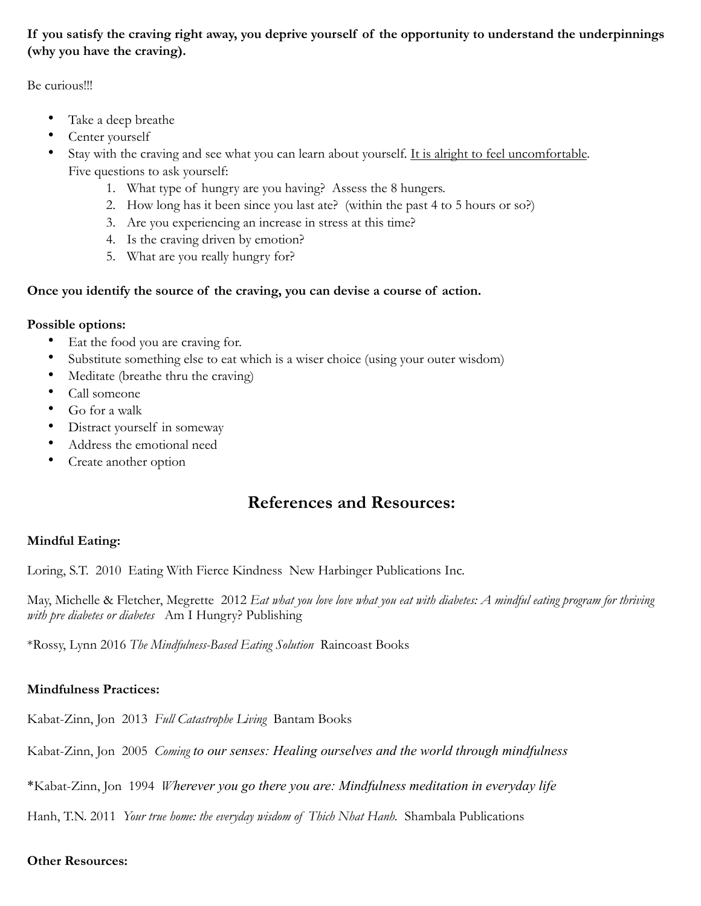**If you satisfy the craving right away, you deprive yourself of the opportunity to understand the underpinnings (why you have the craving).**

Be curious!!!

- Take a deep breathe
- Center yourself
- Stay with the craving and see what you can learn about yourself. <u>It is alright to feel uncomfortable</u>.
  Five questions to ask yourself:
    1. What type of hungry are you having? Assess the 8 hungers.
    2. How long has it been since you last ate? (within the past 4 to 5 hours or so?)
    3. Are you experiencing an increase in stress at this time?
    4. Is the craving driven by emotion?
    5. What are you really hungry for?

**Once you identify the source of the craving, you can devise a course of action.**

**Possible options:**

- Eat the food you are craving for.
- Substitute something else to eat which is a wiser choice (using your outer wisdom)
- Meditate (breathe thru the craving)
- Call someone
- Go for a walk
- Distract yourself in someway
- Address the emotional need
- Create another option

## References and Resources:

**Mindful Eating:**

Loring, S.T. 2010 Eating With Fierce Kindness New Harbinger Publications Inc.

May, Michelle & Fletcher, Megrette 2012 *Eat what you love love what you eat with diabetes: A mindful eating program for thriving with pre diabetes or diabetes* Am I Hungry? Publishing

*Rossy, Lynn 2016 *The Mindfulness-Based Eating Solution* Raincoast Books

**Mindfulness Practices:**

Kabat-Zinn, Jon 2013 *Full Catastrophe Living* Bantam Books

Kabat-Zinn, Jon 2005 *Coming to our senses: Healing ourselves and the world through mindfulness*

*Kabat-Zinn, Jon 1994 *Wherever you go there you are: Mindfulness meditation in everyday life*

Hanh, T.N. 2011 *Your true home: the everyday wisdom of Thich Nhat Hanh*. Shambala Publications

**Other Resources:**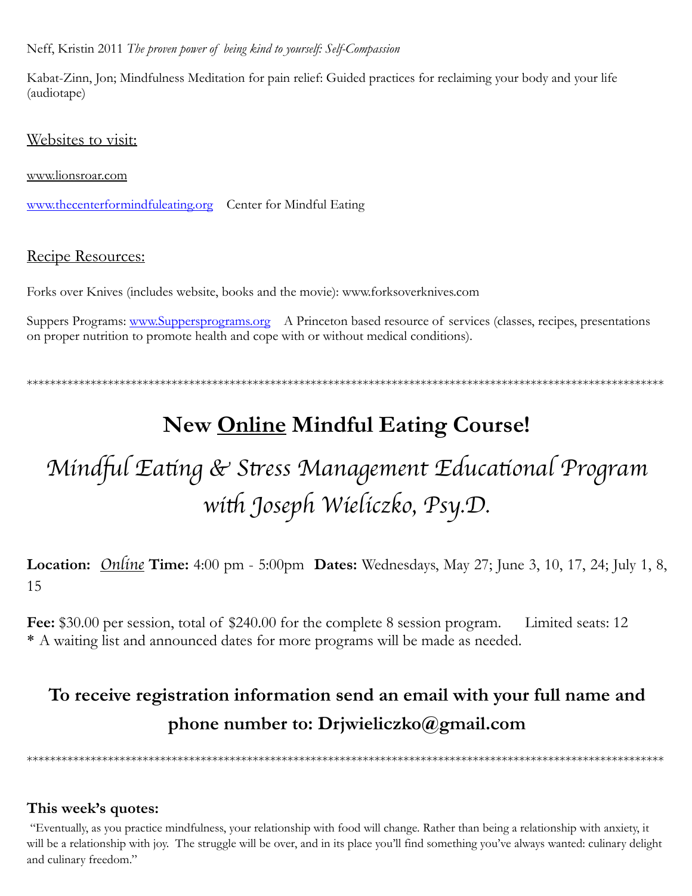Neff, Kristin 2011 *The proven power of being kind to yourself: Self-Compassion*

Kabat-Zinn, Jon; Mindfulness Meditation for pain relief: Guided practices for reclaiming your body and your life (audiotape)

Websites to visit:

www.lionsroar.com

www.thecenterformindfuleating.org  Center for Mindful Eating

Recipe Resources:

Forks over Knives (includes website, books and the movie): www.forksoverknives.com

Suppers Programs: www.Suppersprograms.org  A Princeton based resource of services (classes, recipes, presentations on proper nutrition to promote health and cope with or without medical conditions).

******************************************************************************************************************

# New Online Mindful Eating Course!

## *Mindful Eating & Stress Management Educational Program with Joseph Wieliczko, Psy.D.*

**Location:** *Online* **Time:** 4:00 pm - 5:00pm **Dates:** Wednesdays, May 27; June 3, 10, 17, 24; July 1, 8, 15

**Fee:** $30.00 per session, total of $240.00 for the complete 8 session program.  Limited seats: 12
* A waiting list and announced dates for more programs will be made as needed.

### To receive registration information send an email with your full name and phone number to: Drjwieliczko@gmail.com

******************************************************************************************************************

**This week's quotes:**

"Eventually, as you practice mindfulness, your relationship with food will change. Rather than being a relationship with anxiety, it will be a relationship with joy. The struggle will be over, and in its place you'll find something you've always wanted: culinary delight and culinary freedom."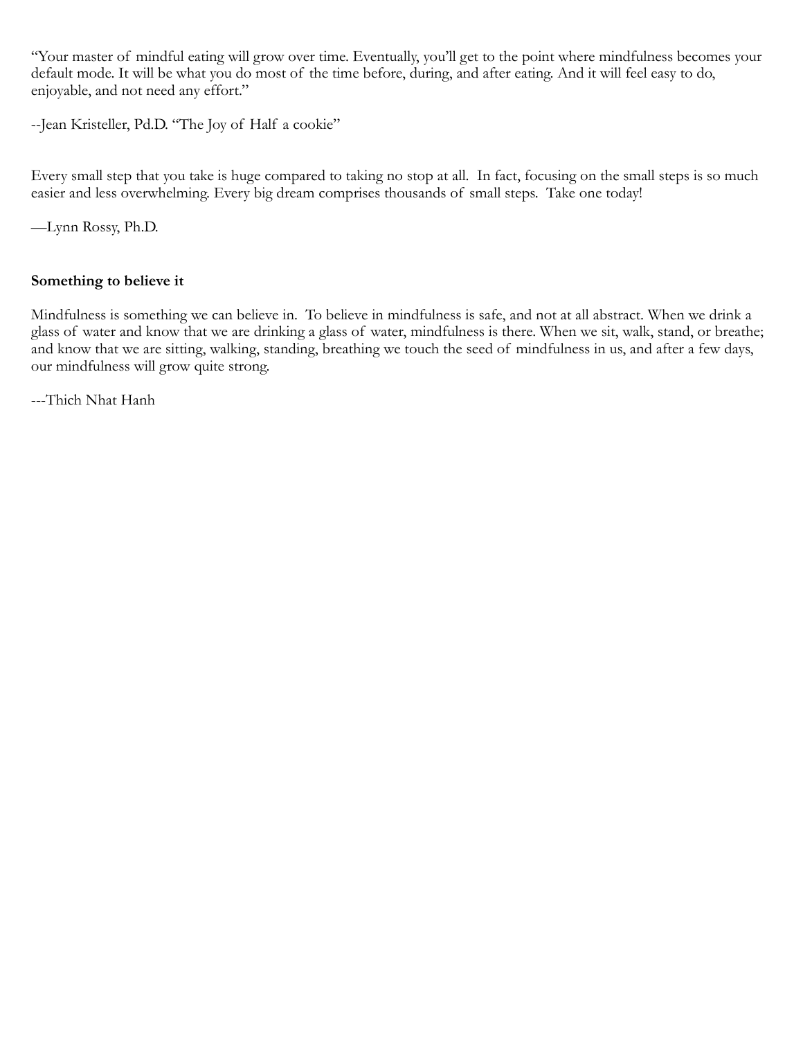"Your master of mindful eating will grow over time. Eventually, you'll get to the point where mindfulness becomes your default mode. It will be what you do most of the time before, during, and after eating. And it will feel easy to do, enjoyable, and not need any effort."

--Jean Kristeller, Pd.D. "The Joy of Half a cookie"

Every small step that you take is huge compared to taking no stop at all. In fact, focusing on the small steps is so much easier and less overwhelming. Every big dream comprises thousands of small steps. Take one today!

—Lynn Rossy, Ph.D.

**Something to believe it**

Mindfulness is something we can believe in. To believe in mindfulness is safe, and not at all abstract. When we drink a glass of water and know that we are drinking a glass of water, mindfulness is there. When we sit, walk, stand, or breathe; and know that we are sitting, walking, standing, breathing we touch the seed of mindfulness in us, and after a few days, our mindfulness will grow quite strong.

---Thich Nhat Hanh